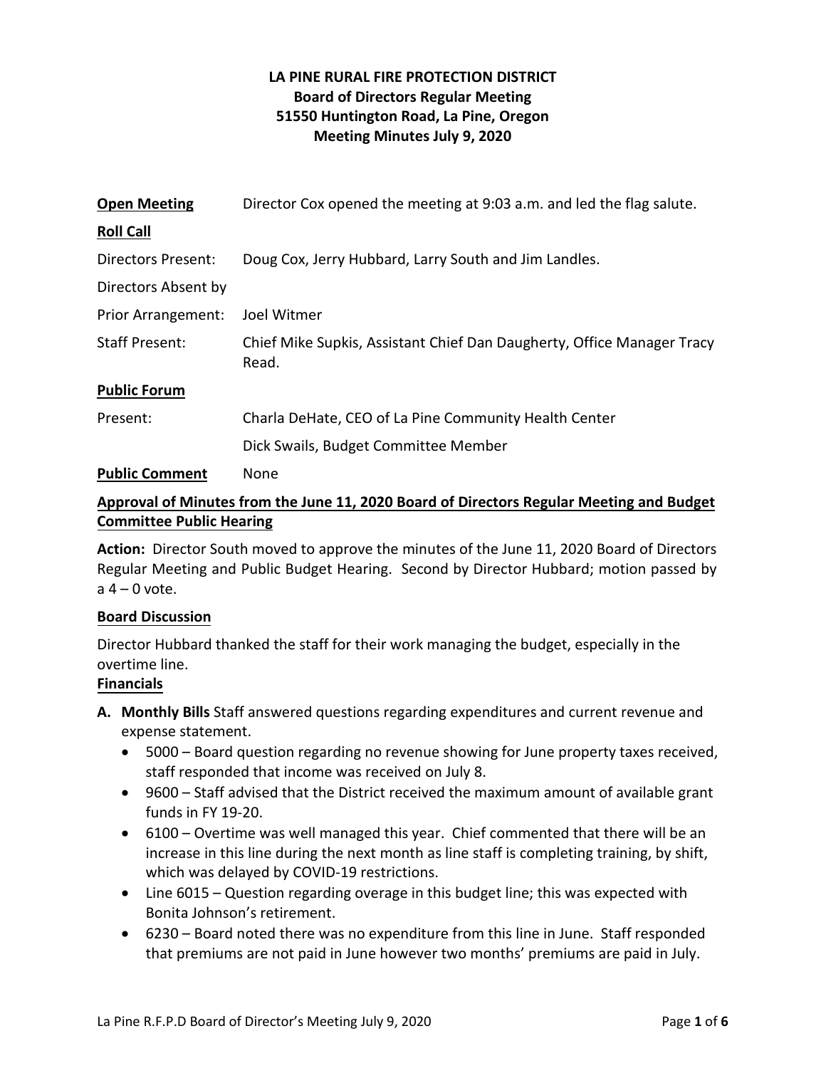# LA PINE RURAL FIRE PROTECTION DISTRICT
## Board of Directors Regular Meeting
## 51550 Huntington Road, La Pine, Oregon
## Meeting Minutes July 9, 2020

**Open Meeting** Director Cox opened the meeting at 9:03 a.m. and led the flag salute.

**Roll Call**

Directors Present: Doug Cox, Jerry Hubbard, Larry South and Jim Landles.

Directors Absent by Prior Arrangement: Joel Witmer

Staff Present: Chief Mike Supkis, Assistant Chief Dan Daugherty, Office Manager Tracy Read.

**Public Forum**

Present: Charla DeHate, CEO of La Pine Community Health Center

Dick Swails, Budget Committee Member

**Public Comment** None

**Approval of Minutes from the June 11, 2020 Board of Directors Regular Meeting and Budget Committee Public Hearing**

**Action:** Director South moved to approve the minutes of the June 11, 2020 Board of Directors Regular Meeting and Public Budget Hearing. Second by Director Hubbard; motion passed by a 4 – 0 vote.

**Board Discussion**

Director Hubbard thanked the staff for their work managing the budget, especially in the overtime line.

**Financials**

**A. Monthly Bills** Staff answered questions regarding expenditures and current revenue and expense statement.

- 5000 – Board question regarding no revenue showing for June property taxes received, staff responded that income was received on July 8.
- 9600 – Staff advised that the District received the maximum amount of available grant funds in FY 19-20.
- 6100 – Overtime was well managed this year. Chief commented that there will be an increase in this line during the next month as line staff is completing training, by shift, which was delayed by COVID-19 restrictions.
- Line 6015 – Question regarding overage in this budget line; this was expected with Bonita Johnson's retirement.
- 6230 – Board noted there was no expenditure from this line in June. Staff responded that premiums are not paid in June however two months' premiums are paid in July.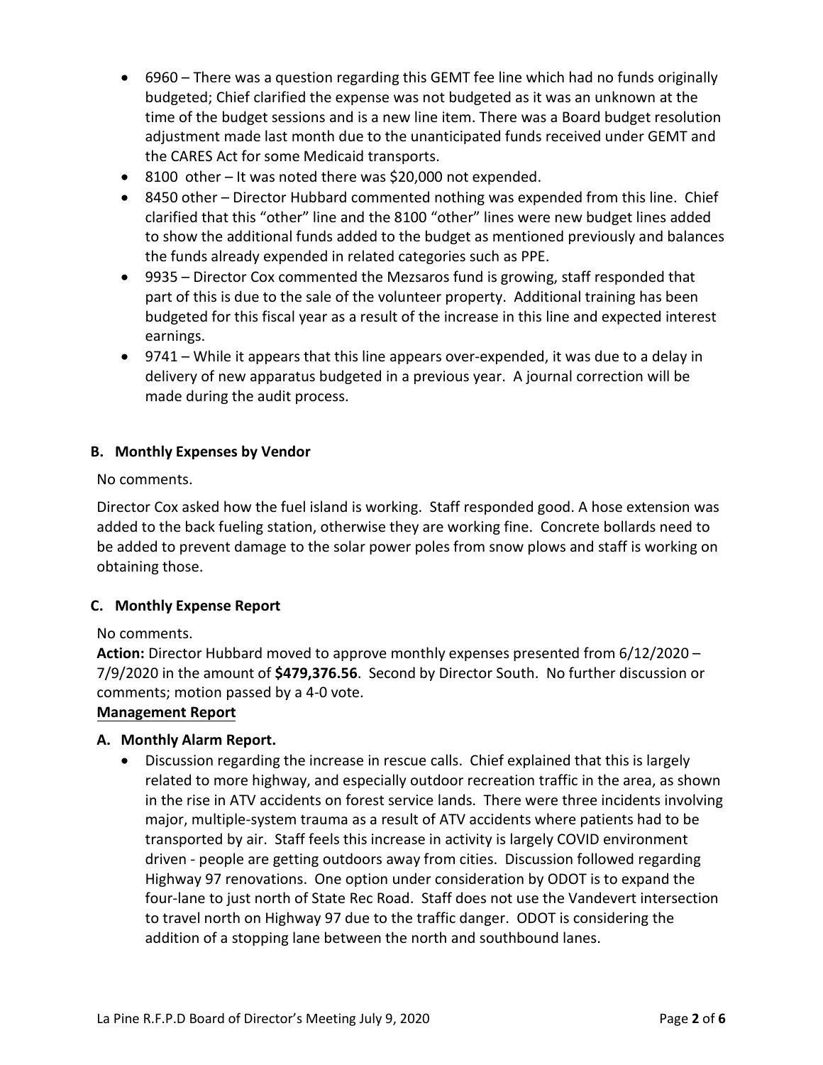- 6960 – There was a question regarding this GEMT fee line which had no funds originally budgeted; Chief clarified the expense was not budgeted as it was an unknown at the time of the budget sessions and is a new line item. There was a Board budget resolution adjustment made last month due to the unanticipated funds received under GEMT and the CARES Act for some Medicaid transports.
- 8100 other – It was noted there was $20,000 not expended.
- 8450 other – Director Hubbard commented nothing was expended from this line. Chief clarified that this "other" line and the 8100 "other" lines were new budget lines added to show the additional funds added to the budget as mentioned previously and balances the funds already expended in related categories such as PPE.
- 9935 – Director Cox commented the Mezsaros fund is growing, staff responded that part of this is due to the sale of the volunteer property. Additional training has been budgeted for this fiscal year as a result of the increase in this line and expected interest earnings.
- 9741 – While it appears that this line appears over-expended, it was due to a delay in delivery of new apparatus budgeted in a previous year. A journal correction will be made during the audit process.

### B. Monthly Expenses by Vendor

No comments.

Director Cox asked how the fuel island is working. Staff responded good. A hose extension was added to the back fueling station, otherwise they are working fine. Concrete bollards need to be added to prevent damage to the solar power poles from snow plows and staff is working on obtaining those.

### C. Monthly Expense Report

No comments.

**Action:** Director Hubbard moved to approve monthly expenses presented from 6/12/2020 – 7/9/2020 in the amount of **$479,376.56**. Second by Director South. No further discussion or comments; motion passed by a 4-0 vote.

**Management Report**

### A. Monthly Alarm Report.

- Discussion regarding the increase in rescue calls. Chief explained that this is largely related to more highway, and especially outdoor recreation traffic in the area, as shown in the rise in ATV accidents on forest service lands. There were three incidents involving major, multiple-system trauma as a result of ATV accidents where patients had to be transported by air. Staff feels this increase in activity is largely COVID environment driven - people are getting outdoors away from cities. Discussion followed regarding Highway 97 renovations. One option under consideration by ODOT is to expand the four-lane to just north of State Rec Road. Staff does not use the Vandevert intersection to travel north on Highway 97 due to the traffic danger. ODOT is considering the addition of a stopping lane between the north and southbound lanes.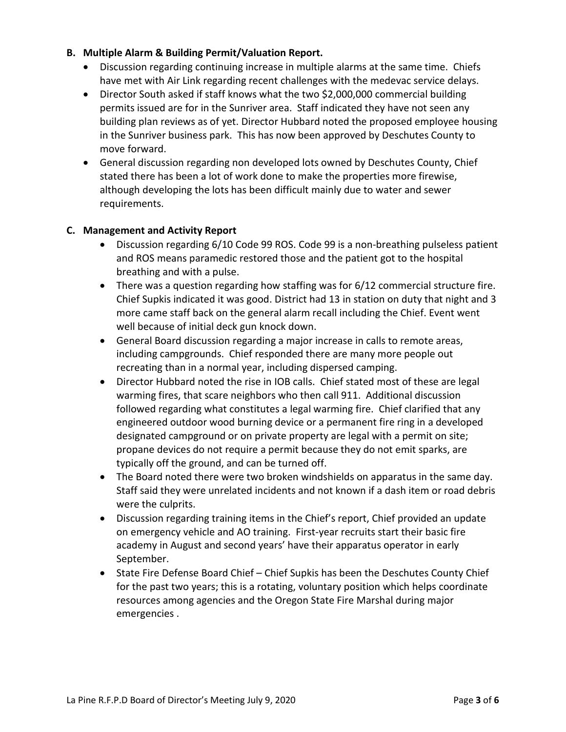**B. Multiple Alarm & Building Permit/Valuation Report.**

- Discussion regarding continuing increase in multiple alarms at the same time. Chiefs have met with Air Link regarding recent challenges with the medevac service delays.
- Director South asked if staff knows what the two $2,000,000 commercial building permits issued are for in the Sunriver area. Staff indicated they have not seen any building plan reviews as of yet. Director Hubbard noted the proposed employee housing in the Sunriver business park. This has now been approved by Deschutes County to move forward.
- General discussion regarding non developed lots owned by Deschutes County, Chief stated there has been a lot of work done to make the properties more firewise, although developing the lots has been difficult mainly due to water and sewer requirements.

**C. Management and Activity Report**

- Discussion regarding 6/10 Code 99 ROS. Code 99 is a non-breathing pulseless patient and ROS means paramedic restored those and the patient got to the hospital breathing and with a pulse.
- There was a question regarding how staffing was for 6/12 commercial structure fire. Chief Supkis indicated it was good. District had 13 in station on duty that night and 3 more came staff back on the general alarm recall including the Chief. Event went well because of initial deck gun knock down.
- General Board discussion regarding a major increase in calls to remote areas, including campgrounds. Chief responded there are many more people out recreating than in a normal year, including dispersed camping.
- Director Hubbard noted the rise in IOB calls. Chief stated most of these are legal warming fires, that scare neighbors who then call 911. Additional discussion followed regarding what constitutes a legal warming fire. Chief clarified that any engineered outdoor wood burning device or a permanent fire ring in a developed designated campground or on private property are legal with a permit on site; propane devices do not require a permit because they do not emit sparks, are typically off the ground, and can be turned off.
- The Board noted there were two broken windshields on apparatus in the same day. Staff said they were unrelated incidents and not known if a dash item or road debris were the culprits.
- Discussion regarding training items in the Chief's report, Chief provided an update on emergency vehicle and AO training. First-year recruits start their basic fire academy in August and second years' have their apparatus operator in early September.
- State Fire Defense Board Chief – Chief Supkis has been the Deschutes County Chief for the past two years; this is a rotating, voluntary position which helps coordinate resources among agencies and the Oregon State Fire Marshal during major emergencies .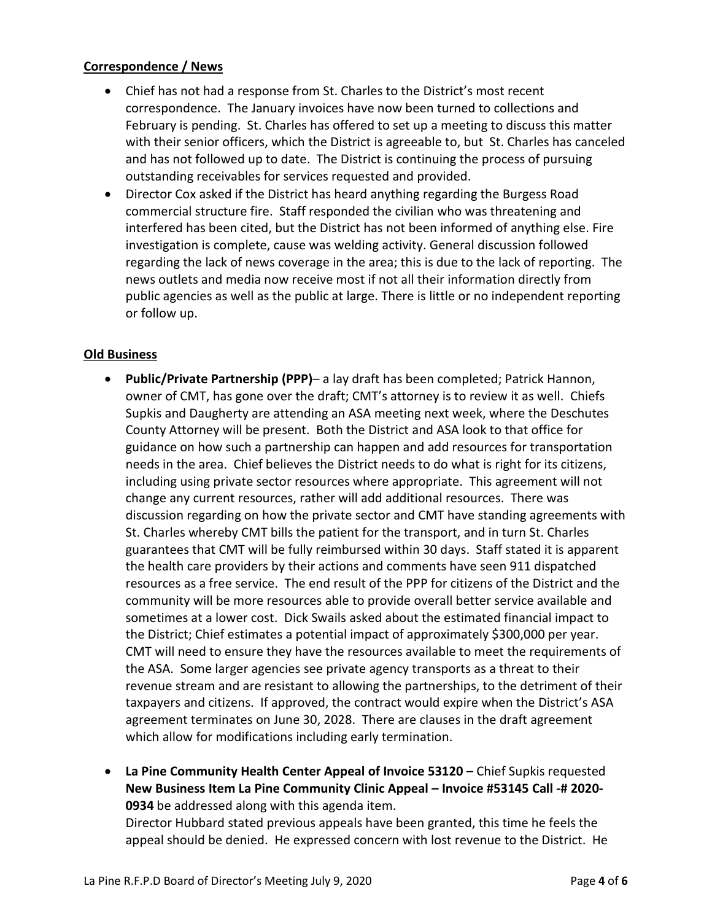## Correspondence / News

- Chief has not had a response from St. Charles to the District's most recent correspondence. The January invoices have now been turned to collections and February is pending. St. Charles has offered to set up a meeting to discuss this matter with their senior officers, which the District is agreeable to, but St. Charles has canceled and has not followed up to date. The District is continuing the process of pursuing outstanding receivables for services requested and provided.
- Director Cox asked if the District has heard anything regarding the Burgess Road commercial structure fire. Staff responded the civilian who was threatening and interfered has been cited, but the District has not been informed of anything else. Fire investigation is complete, cause was welding activity. General discussion followed regarding the lack of news coverage in the area; this is due to the lack of reporting. The news outlets and media now receive most if not all their information directly from public agencies as well as the public at large. There is little or no independent reporting or follow up.

## Old Business

- **Public/Private Partnership (PPP)**– a lay draft has been completed; Patrick Hannon, owner of CMT, has gone over the draft; CMT's attorney is to review it as well. Chiefs Supkis and Daugherty are attending an ASA meeting next week, where the Deschutes County Attorney will be present. Both the District and ASA look to that office for guidance on how such a partnership can happen and add resources for transportation needs in the area. Chief believes the District needs to do what is right for its citizens, including using private sector resources where appropriate. This agreement will not change any current resources, rather will add additional resources. There was discussion regarding on how the private sector and CMT have standing agreements with St. Charles whereby CMT bills the patient for the transport, and in turn St. Charles guarantees that CMT will be fully reimbursed within 30 days. Staff stated it is apparent the health care providers by their actions and comments have seen 911 dispatched resources as a free service. The end result of the PPP for citizens of the District and the community will be more resources able to provide overall better service available and sometimes at a lower cost. Dick Swails asked about the estimated financial impact to the District; Chief estimates a potential impact of approximately $300,000 per year. CMT will need to ensure they have the resources available to meet the requirements of the ASA. Some larger agencies see private agency transports as a threat to their revenue stream and are resistant to allowing the partnerships, to the detriment of their taxpayers and citizens. If approved, the contract would expire when the District's ASA agreement terminates on June 30, 2028. There are clauses in the draft agreement which allow for modifications including early termination.

- **La Pine Community Health Center Appeal of Invoice 53120** – Chief Supkis requested **New Business Item La Pine Community Clinic Appeal – Invoice #53145 Call -# 2020-0934** be addressed along with this agenda item.
  Director Hubbard stated previous appeals have been granted, this time he feels the appeal should be denied. He expressed concern with lost revenue to the District. He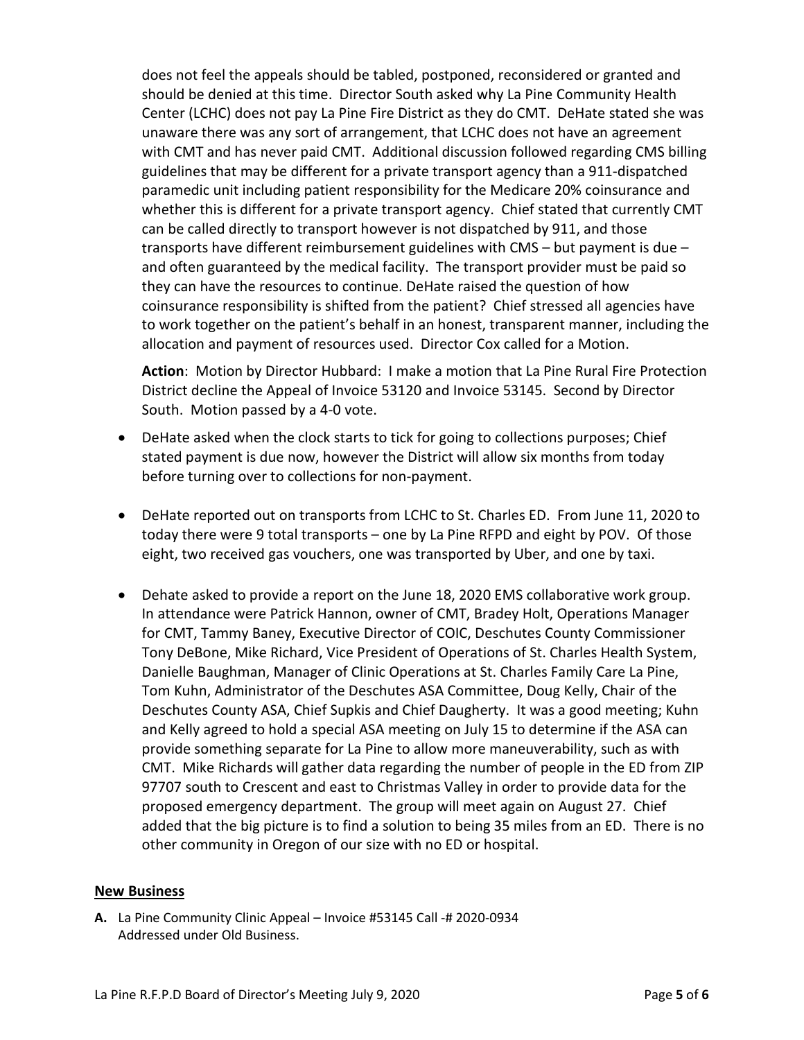does not feel the appeals should be tabled, postponed, reconsidered or granted and should be denied at this time. Director South asked why La Pine Community Health Center (LCHC) does not pay La Pine Fire District as they do CMT. DeHate stated she was unaware there was any sort of arrangement, that LCHC does not have an agreement with CMT and has never paid CMT. Additional discussion followed regarding CMS billing guidelines that may be different for a private transport agency than a 911-dispatched paramedic unit including patient responsibility for the Medicare 20% coinsurance and whether this is different for a private transport agency. Chief stated that currently CMT can be called directly to transport however is not dispatched by 911, and those transports have different reimbursement guidelines with CMS – but payment is due – and often guaranteed by the medical facility. The transport provider must be paid so they can have the resources to continue. DeHate raised the question of how coinsurance responsibility is shifted from the patient? Chief stressed all agencies have to work together on the patient's behalf in an honest, transparent manner, including the allocation and payment of resources used. Director Cox called for a Motion.

**Action**: Motion by Director Hubbard: I make a motion that La Pine Rural Fire Protection District decline the Appeal of Invoice 53120 and Invoice 53145. Second by Director South. Motion passed by a 4-0 vote.

- DeHate asked when the clock starts to tick for going to collections purposes; Chief stated payment is due now, however the District will allow six months from today before turning over to collections for non-payment.

- DeHate reported out on transports from LCHC to St. Charles ED. From June 11, 2020 to today there were 9 total transports – one by La Pine RFPD and eight by POV. Of those eight, two received gas vouchers, one was transported by Uber, and one by taxi.

- Dehate asked to provide a report on the June 18, 2020 EMS collaborative work group. In attendance were Patrick Hannon, owner of CMT, Bradey Holt, Operations Manager for CMT, Tammy Baney, Executive Director of COIC, Deschutes County Commissioner Tony DeBone, Mike Richard, Vice President of Operations of St. Charles Health System, Danielle Baughman, Manager of Clinic Operations at St. Charles Family Care La Pine, Tom Kuhn, Administrator of the Deschutes ASA Committee, Doug Kelly, Chair of the Deschutes County ASA, Chief Supkis and Chief Daugherty. It was a good meeting; Kuhn and Kelly agreed to hold a special ASA meeting on July 15 to determine if the ASA can provide something separate for La Pine to allow more maneuverability, such as with CMT. Mike Richards will gather data regarding the number of people in the ED from ZIP 97707 south to Crescent and east to Christmas Valley in order to provide data for the proposed emergency department. The group will meet again on August 27. Chief added that the big picture is to find a solution to being 35 miles from an ED. There is no other community in Oregon of our size with no ED or hospital.

## New Business

**A.** La Pine Community Clinic Appeal – Invoice #53145 Call -# 2020-0934
Addressed under Old Business.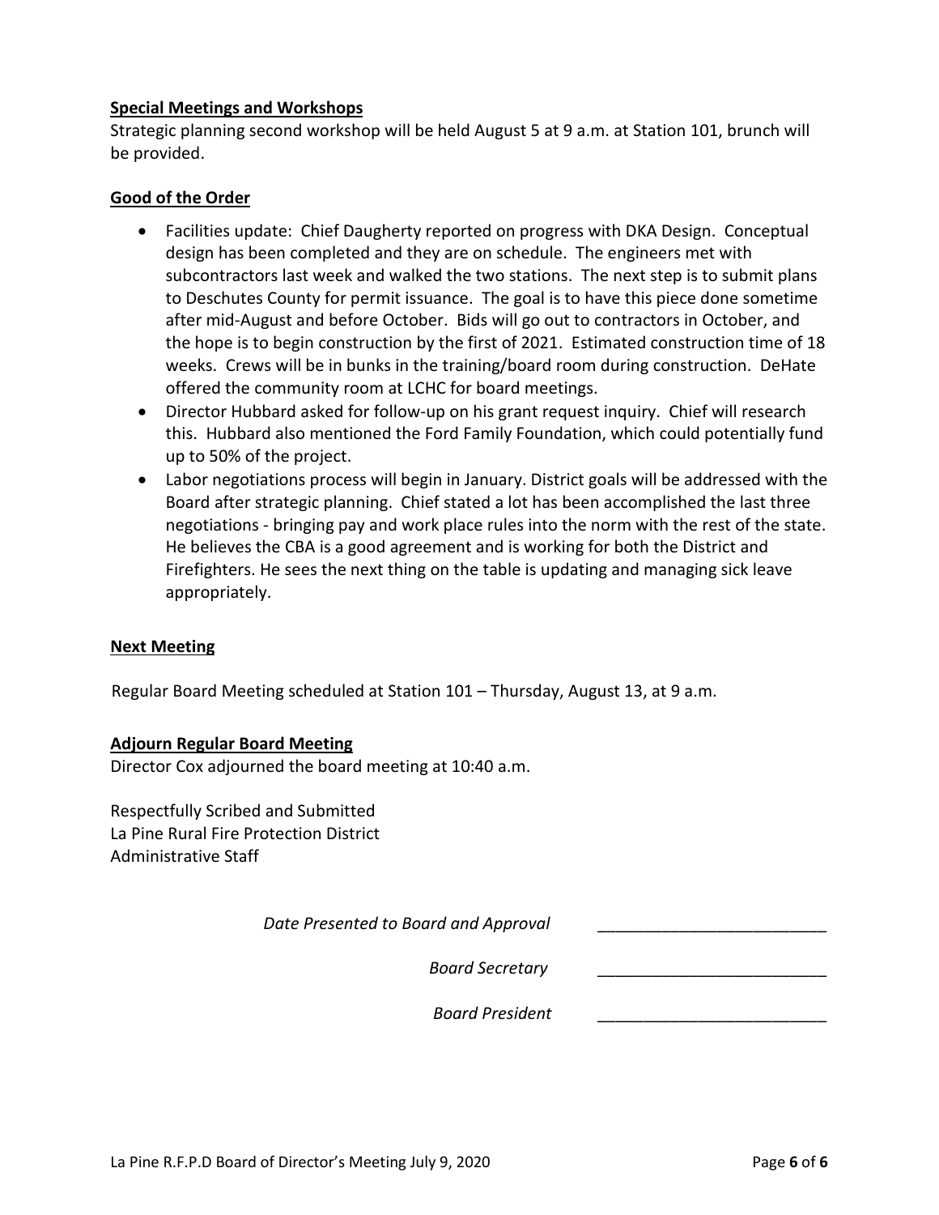**Special Meetings and Workshops**

Strategic planning second workshop will be held August 5 at 9 a.m. at Station 101, brunch will be provided.

**Good of the Order**

- Facilities update: Chief Daugherty reported on progress with DKA Design. Conceptual design has been completed and they are on schedule. The engineers met with subcontractors last week and walked the two stations. The next step is to submit plans to Deschutes County for permit issuance. The goal is to have this piece done sometime after mid-August and before October. Bids will go out to contractors in October, and the hope is to begin construction by the first of 2021. Estimated construction time of 18 weeks. Crews will be in bunks in the training/board room during construction. DeHate offered the community room at LCHC for board meetings.
- Director Hubbard asked for follow-up on his grant request inquiry. Chief will research this. Hubbard also mentioned the Ford Family Foundation, which could potentially fund up to 50% of the project.
- Labor negotiations process will begin in January. District goals will be addressed with the Board after strategic planning. Chief stated a lot has been accomplished the last three negotiations - bringing pay and work place rules into the norm with the rest of the state. He believes the CBA is a good agreement and is working for both the District and Firefighters. He sees the next thing on the table is updating and managing sick leave appropriately.

**Next Meeting**

Regular Board Meeting scheduled at Station 101 – Thursday, August 13, at 9 a.m.

**Adjourn Regular Board Meeting**

Director Cox adjourned the board meeting at 10:40 a.m.

Respectfully Scribed and Submitted
La Pine Rural Fire Protection District
Administrative Staff

*Date Presented to Board and Approval* \_\_\_\_\_\_\_\_\_\_\_\_\_\_\_\_\_\_\_\_\_\_\_\_\_\_

*Board Secretary* \_\_\_\_\_\_\_\_\_\_\_\_\_\_\_\_\_\_\_\_\_\_\_\_\_\_

*Board President* \_\_\_\_\_\_\_\_\_\_\_\_\_\_\_\_\_\_\_\_\_\_\_\_\_\_